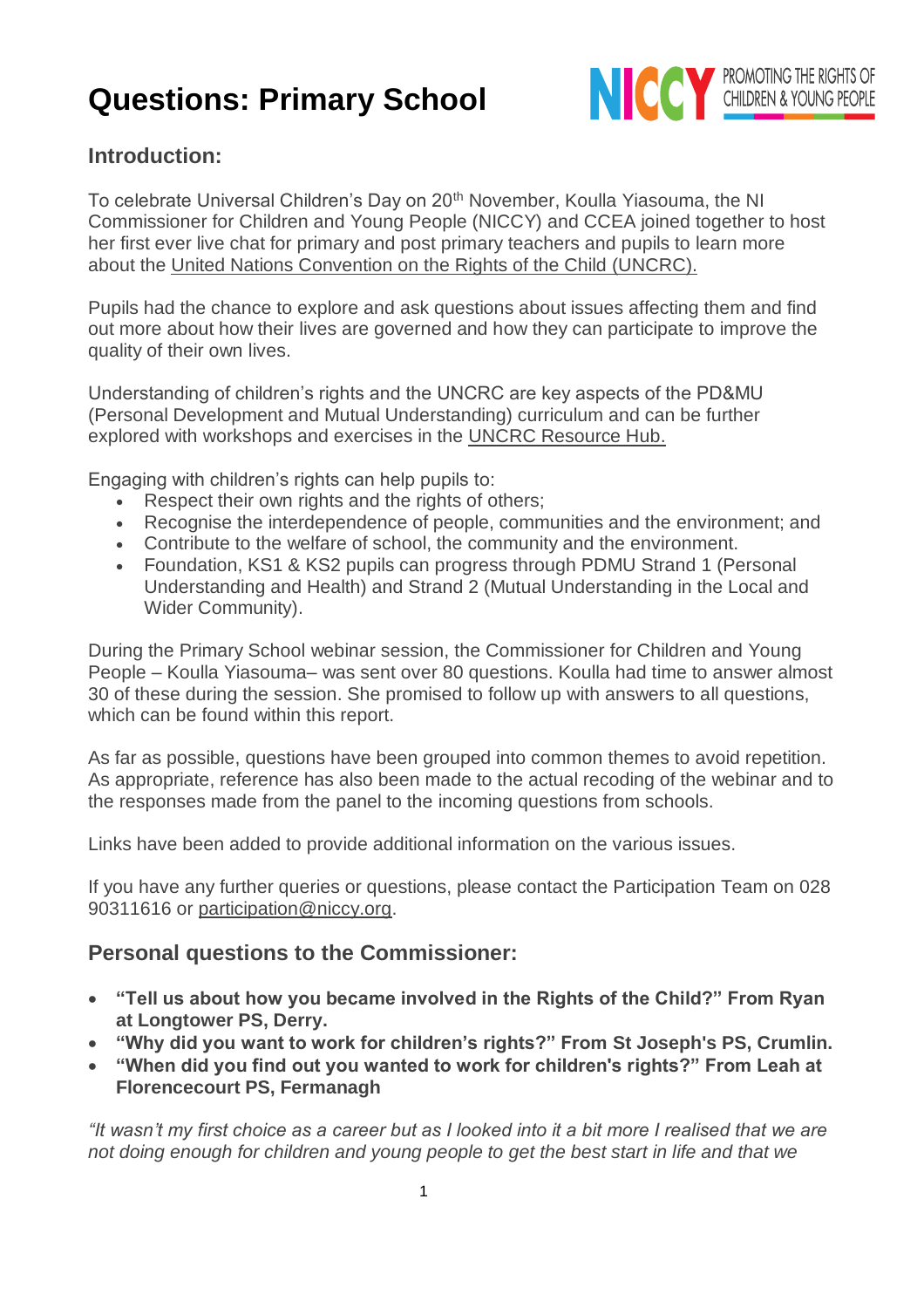# Questions: Primary School

## Introduction:

To celebrate Universal Children's Day on 20th November, Koulla Yiasouma, the NI Commissioner for Children and Young People (NICCY) and CCEA joined together to host her first ever live chat for primary and post primary teachers and pupils to learn more about the United Nations Convention on the Rights of the Child (UNCRC).

Pupils had the chance to explore and ask questions about issues affecting them and find out more about how their lives are governed and how they can participate to improve the quality of their own lives.

Understanding of children's rights and the UNCRC are key aspects of the PD&MU (Personal Development and Mutual Understanding) curriculum and can be further explored with workshops and exercises in the UNCRC Resource Hub.

Engaging with children's rights can help pupils to:

- Respect their own rights and the rights of others;
- Recognise the interdependence of people, communities and the environment; and
- Contribute to the welfare of school, the community and the environment.
- Foundation, KS1 & KS2 pupils can progress through PDMU Strand 1 (Personal Understanding and Health) and Strand 2 (Mutual Understanding in the Local and Wider Community).

During the Primary School webinar session, the Commissioner for Children and Young People – Koulla Yiasouma– was sent over 80 questions. Koulla had time to answer almost 30 of these during the session. She promised to follow up with answers to all questions, which can be found within this report.

As far as possible, questions have been grouped into common themes to avoid repetition. As appropriate, reference has also been made to the actual recoding of the webinar and to the responses made from the panel to the incoming questions from schools.

Links have been added to provide additional information on the various issues.

If you have any further queries or questions, please contact the Participation Team on 028 90311616 or participation@niccy.org.

## Personal questions to the Commissioner:

- **"Tell us about how you became involved in the Rights of the Child?" From Ryan at Longtower PS, Derry.**
- **"Why did you want to work for children's rights?" From St Joseph's PS, Crumlin.**
- **"When did you find out you wanted to work for children's rights?" From Leah at Florencecourt PS, Fermanagh**

*"It wasn't my first choice as a career but as I looked into it a bit more I realised that we are not doing enough for children and young people to get the best start in life and that we*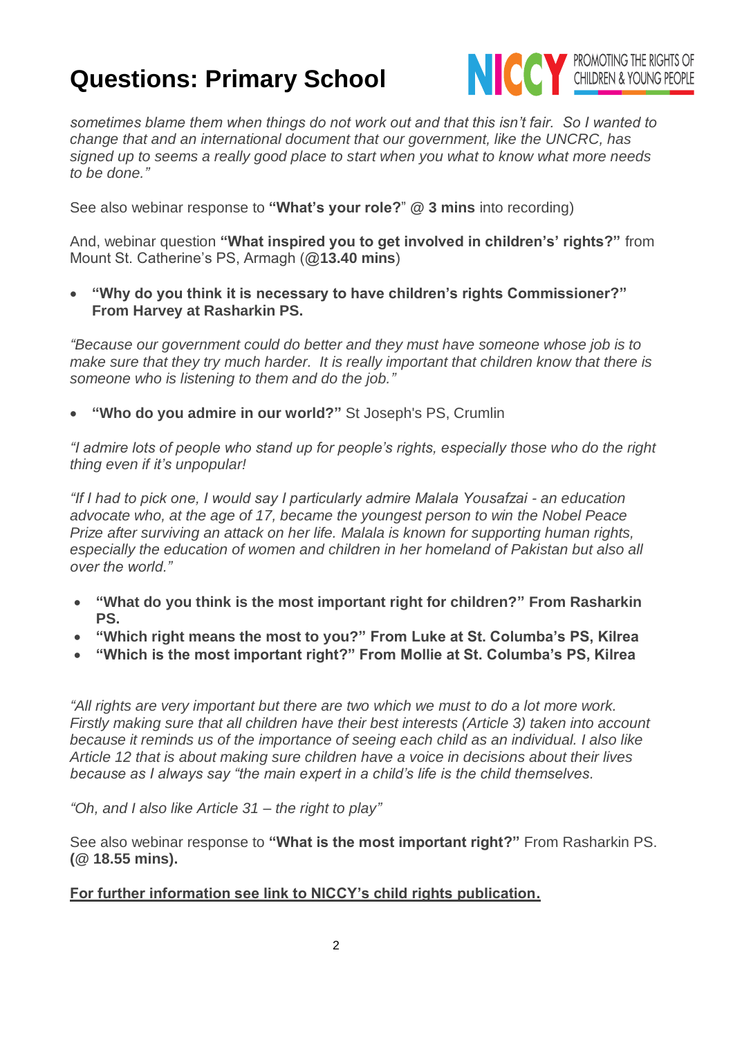*sometimes blame them when things do not work out and that this isn't fair. So I wanted to change that and an international document that our government, like the UNCRC, has signed up to seems a really good place to start when you what to know what more needs to be done."*

See also webinar response to **"What's your role?**" @ **3 mins** into recording)

And, webinar question **"What inspired you to get involved in children's' rights?"** from Mount St. Catherine's PS, Armagh (**@13.40 mins**)

- **"Why do you think it is necessary to have children's rights Commissioner?" From Harvey at Rasharkin PS.**

*"Because our government could do better and they must have someone whose job is to make sure that they try much harder. It is really important that children know that there is someone who is listening to them and do the job."*

- **"Who do you admire in our world?"** St Joseph's PS, Crumlin

*"I admire lots of people who stand up for people's rights, especially those who do the right thing even if it's unpopular!*

*"If I had to pick one, I would say I particularly admire Malala Yousafzai - an education advocate who, at the age of 17, became the youngest person to win the Nobel Peace Prize after surviving an attack on her life. Malala is known for supporting human rights, especially the education of women and children in her homeland of Pakistan but also all over the world."*

- **"What do you think is the most important right for children?" From Rasharkin PS.**
- **"Which right means the most to you?" From Luke at St. Columba's PS, Kilrea**
- **"Which is the most important right?" From Mollie at St. Columba's PS, Kilrea**

*"All rights are very important but there are two which we must to do a lot more work. Firstly making sure that all children have their best interests (Article 3) taken into account because it reminds us of the importance of seeing each child as an individual. I also like Article 12 that is about making sure children have a voice in decisions about their lives because as I always say "the main expert in a child's life is the child themselves.*

*"Oh, and I also like Article 31 – the right to play"*

See also webinar response to **"What is the most important right?"** From Rasharkin PS. **(@ 18.55 mins).**

**For further information see link to NICCY's child rights publication.**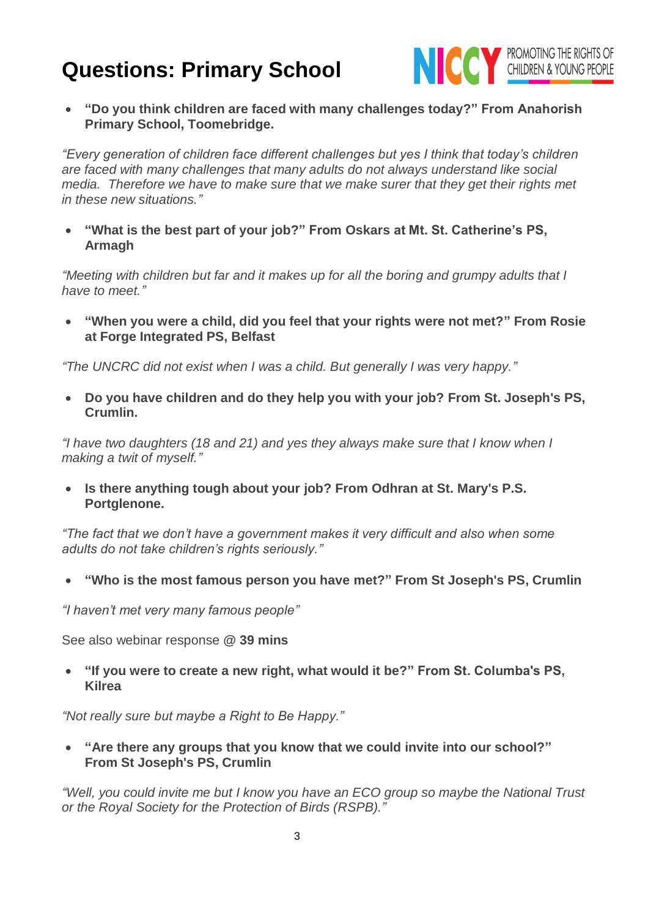# Questions: Primary School

- **"Do you think children are faced with many challenges today?" From Anahorish Primary School, Toomebridge.**

*"Every generation of children face different challenges but yes I think that today's children are faced with many challenges that many adults do not always understand like social media. Therefore we have to make sure that we make surer that they get their rights met in these new situations."*

- **"What is the best part of your job?" From Oskars at Mt. St. Catherine's PS, Armagh**

*"Meeting with children but far and it makes up for all the boring and grumpy adults that I have to meet."*

- **"When you were a child, did you feel that your rights were not met?" From Rosie at Forge Integrated PS, Belfast**

*"The UNCRC did not exist when I was a child. But generally I was very happy."*

- **Do you have children and do they help you with your job? From St. Joseph's PS, Crumlin.**

*"I have two daughters (18 and 21) and yes they always make sure that I know when I making a twit of myself."*

- **Is there anything tough about your job? From Odhran at St. Mary's P.S. Portglenone.**

*"The fact that we don't have a government makes it very difficult and also when some adults do not take children's rights seriously."*

- **"Who is the most famous person you have met?" From St Joseph's PS, Crumlin**

*"I haven't met very many famous people"*

See also webinar response @ **39 mins**

- **"If you were to create a new right, what would it be?" From St. Columba's PS, Kilrea**

*"Not really sure but maybe a Right to Be Happy."*

- **"Are there any groups that you know that we could invite into our school?" From St Joseph's PS, Crumlin**

*"Well, you could invite me but I know you have an ECO group so maybe the National Trust or the Royal Society for the Protection of Birds (RSPB)."*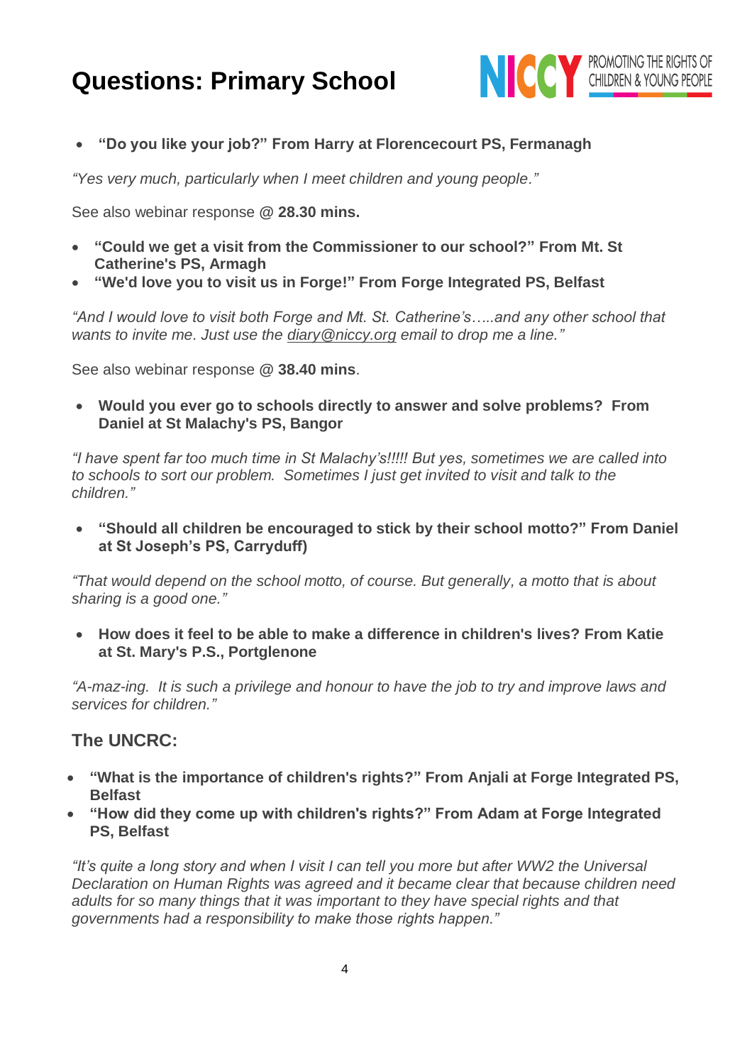# Questions: Primary School

- **"Do you like your job?" From Harry at Florencecourt PS, Fermanagh**

*"Yes very much, particularly when I meet children and young people."*

See also webinar response **@ 28.30 mins.**

- **"Could we get a visit from the Commissioner to our school?" From Mt. St Catherine's PS, Armagh**
- **"We'd love you to visit us in Forge!" From Forge Integrated PS, Belfast**

*"And I would love to visit both Forge and Mt. St. Catherine's…..and any other school that wants to invite me. Just use the diary@niccy.org email to drop me a line."*

See also webinar response **@ 38.40 mins**.

- **Would you ever go to schools directly to answer and solve problems? From Daniel at St Malachy's PS, Bangor**

*"I have spent far too much time in St Malachy's!!!!! But yes, sometimes we are called into to schools to sort our problem. Sometimes I just get invited to visit and talk to the children."*

- **"Should all children be encouraged to stick by their school motto?" From Daniel at St Joseph's PS, Carryduff)**

*"That would depend on the school motto, of course. But generally, a motto that is about sharing is a good one."*

- **How does it feel to be able to make a difference in children's lives? From Katie at St. Mary's P.S., Portglenone**

*"A-maz-ing. It is such a privilege and honour to have the job to try and improve laws and services for children."*

## The UNCRC:

- **"What is the importance of children's rights?" From Anjali at Forge Integrated PS, Belfast**
- **"How did they come up with children's rights?" From Adam at Forge Integrated PS, Belfast**

*"It's quite a long story and when I visit I can tell you more but after WW2 the Universal Declaration on Human Rights was agreed and it became clear that because children need adults for so many things that it was important to they have special rights and that governments had a responsibility to make those rights happen."*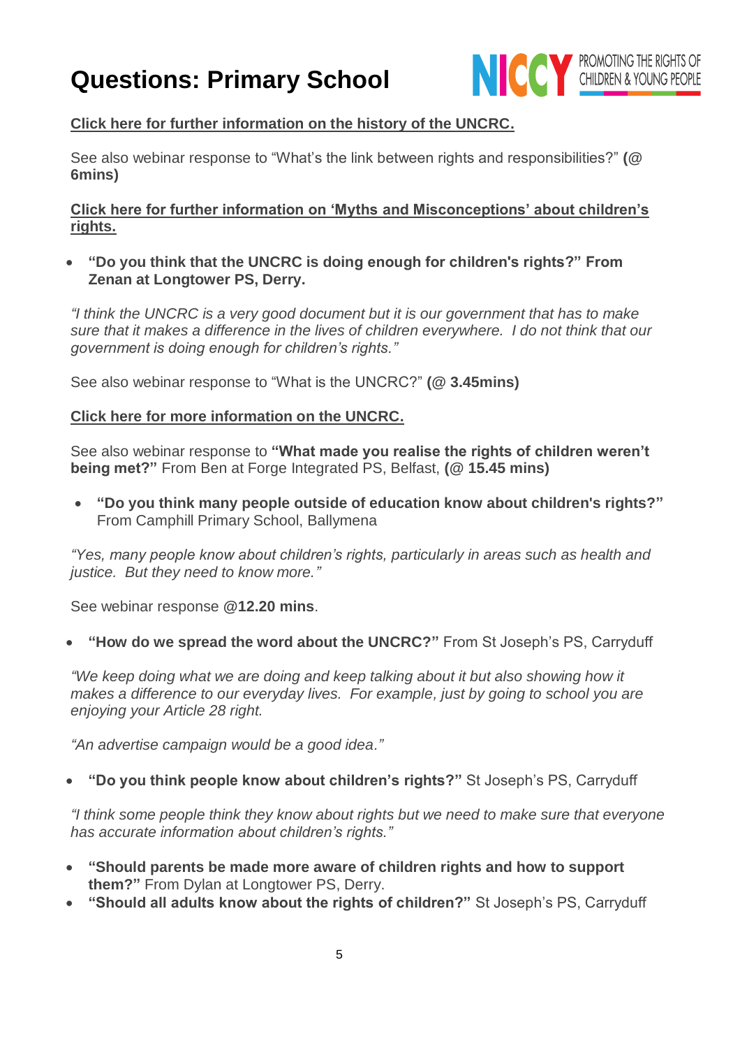# Questions: Primary School

NICCY PROMOTING THE RIGHTS OF CHILDREN & YOUNG PEOPLE

Click here for further information on the history of the UNCRC.

See also webinar response to "What's the link between rights and responsibilities?" **(@ 6mins)**

Click here for further information on 'Myths and Misconceptions' about children's rights.

- **"Do you think that the UNCRC is doing enough for children's rights?" From Zenan at Longtower PS, Derry.**

*"I think the UNCRC is a very good document but it is our government that has to make sure that it makes a difference in the lives of children everywhere. I do not think that our government is doing enough for children's rights."*

See also webinar response to "What is the UNCRC?" **(@ 3.45mins)**

Click here for more information on the UNCRC.

See also webinar response to **"What made you realise the rights of children weren't being met?"** From Ben at Forge Integrated PS, Belfast, **(@ 15.45 mins)**

- **"Do you think many people outside of education know about children's rights?"** From Camphill Primary School, Ballymena

*"Yes, many people know about children's rights, particularly in areas such as health and justice. But they need to know more."*

See webinar response **@12.20 mins**.

- **"How do we spread the word about the UNCRC?"** From St Joseph's PS, Carryduff

*"We keep doing what we are doing and keep talking about it but also showing how it makes a difference to our everyday lives. For example, just by going to school you are enjoying your Article 28 right.*

*"An advertise campaign would be a good idea."*

- **"Do you think people know about children's rights?"** St Joseph's PS, Carryduff

*"I think some people think they know about rights but we need to make sure that everyone has accurate information about children's rights."*

- **"Should parents be made more aware of children rights and how to support them?"** From Dylan at Longtower PS, Derry.
- **"Should all adults know about the rights of children?"** St Joseph's PS, Carryduff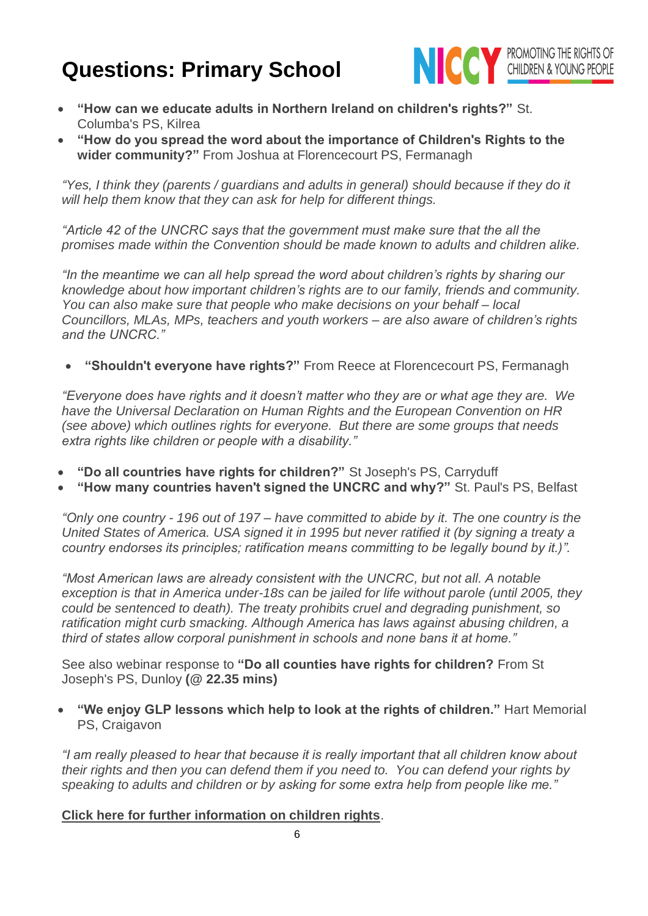# Questions: Primary School

- **"How can we educate adults in Northern Ireland on children's rights?"** St. Columba's PS, Kilrea
- **"How do you spread the word about the importance of Children's Rights to the wider community?"** From Joshua at Florencecourt PS, Fermanagh

*"Yes, I think they (parents / guardians and adults in general) should because if they do it will help them know that they can ask for help for different things.*

*"Article 42 of the UNCRC says that the government must make sure that the all the promises made within the Convention should be made known to adults and children alike.*

*"In the meantime we can all help spread the word about children's rights by sharing our knowledge about how important children's rights are to our family, friends and community. You can also make sure that people who make decisions on your behalf – local Councillors, MLAs, MPs, teachers and youth workers – are also aware of children's rights and the UNCRC."*

- **"Shouldn't everyone have rights?"** From Reece at Florencecourt PS, Fermanagh

*"Everyone does have rights and it doesn't matter who they are or what age they are. We have the Universal Declaration on Human Rights and the European Convention on HR (see above) which outlines rights for everyone. But there are some groups that needs extra rights like children or people with a disability."*

- **"Do all countries have rights for children?"** St Joseph's PS, Carryduff
- **"How many countries haven't signed the UNCRC and why?"** St. Paul's PS, Belfast

*"Only one country - 196 out of 197 – have committed to abide by it. The one country is the United States of America. USA signed it in 1995 but never ratified it (by signing a treaty a country endorses its principles; ratification means committing to be legally bound by it.)".*

*"Most American laws are already consistent with the UNCRC, but not all. A notable exception is that in America under-18s can be jailed for life without parole (until 2005, they could be sentenced to death). The treaty prohibits cruel and degrading punishment, so ratification might curb smacking. Although America has laws against abusing children, a third of states allow corporal punishment in schools and none bans it at home."*

See also webinar response to **"Do all counties have rights for children?** From St Joseph's PS, Dunloy **(@ 22.35 mins)**

- **"We enjoy GLP lessons which help to look at the rights of children."** Hart Memorial PS, Craigavon

*"I am really pleased to hear that because it is really important that all children know about their rights and then you can defend them if you need to. You can defend your rights by speaking to adults and children or by asking for some extra help from people like me."*

**Click here for further information on children rights**.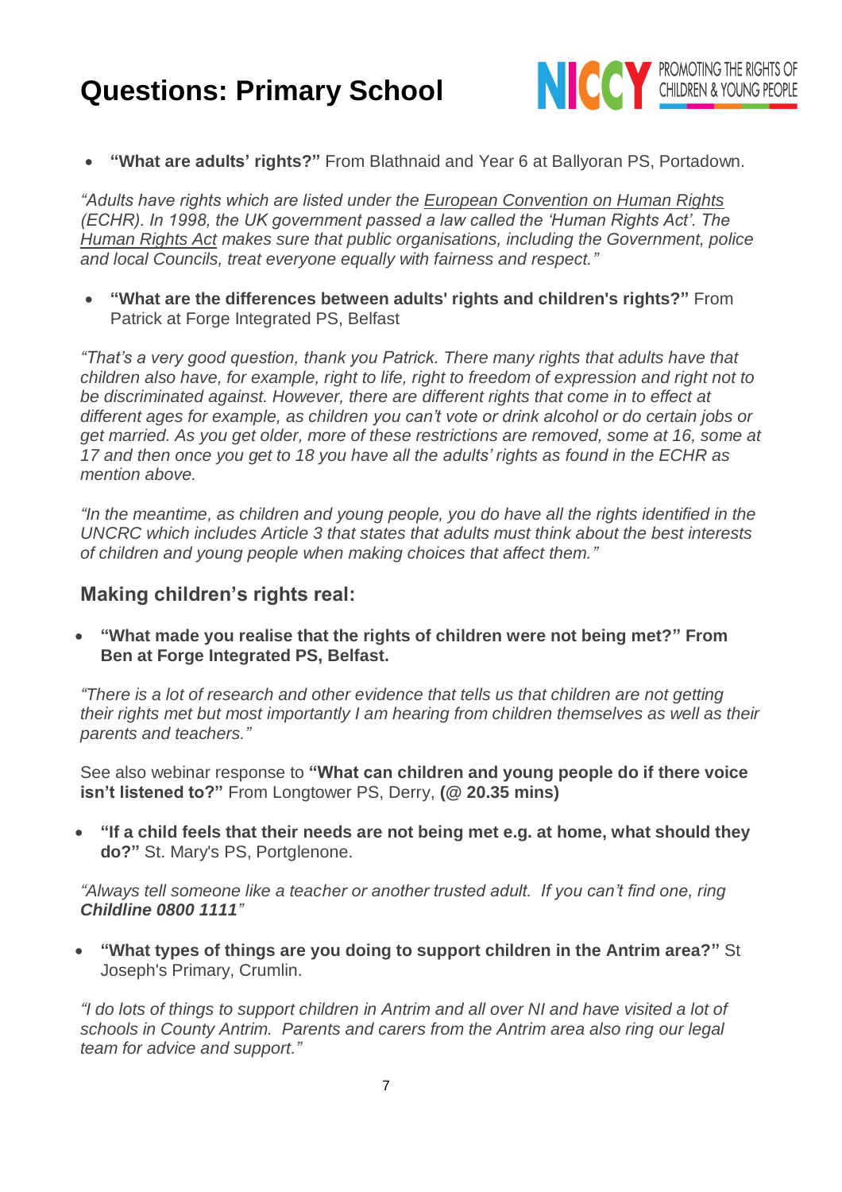# Questions: Primary School

- **"What are adults' rights?"** From Blathnaid and Year 6 at Ballyoran PS, Portadown.

*"Adults have rights which are listed under the European Convention on Human Rights (ECHR). In 1998, the UK government passed a law called the 'Human Rights Act'. The Human Rights Act makes sure that public organisations, including the Government, police and local Councils, treat everyone equally with fairness and respect."*

- **"What are the differences between adults' rights and children's rights?"** From Patrick at Forge Integrated PS, Belfast

*"That's a very good question, thank you Patrick. There many rights that adults have that children also have, for example, right to life, right to freedom of expression and right not to be discriminated against. However, there are different rights that come in to effect at different ages for example, as children you can't vote or drink alcohol or do certain jobs or get married. As you get older, more of these restrictions are removed, some at 16, some at 17 and then once you get to 18 you have all the adults' rights as found in the ECHR as mention above.*

*"In the meantime, as children and young people, you do have all the rights identified in the UNCRC which includes Article 3 that states that adults must think about the best interests of children and young people when making choices that affect them."*

## Making children's rights real:

- **"What made you realise that the rights of children were not being met?" From Ben at Forge Integrated PS, Belfast.**

*"There is a lot of research and other evidence that tells us that children are not getting their rights met but most importantly I am hearing from children themselves as well as their parents and teachers."*

See also webinar response to **"What can children and young people do if there voice isn't listened to?"** From Longtower PS, Derry, **(@ 20.35 mins)**

- **"If a child feels that their needs are not being met e.g. at home, what should they do?"** St. Mary's PS, Portglenone.

*"Always tell someone like a teacher or another trusted adult. If you can't find one, ring **Childline 0800 1111**"*

- **"What types of things are you doing to support children in the Antrim area?"** St Joseph's Primary, Crumlin.

*"I do lots of things to support children in Antrim and all over NI and have visited a lot of schools in County Antrim. Parents and carers from the Antrim area also ring our legal team for advice and support."*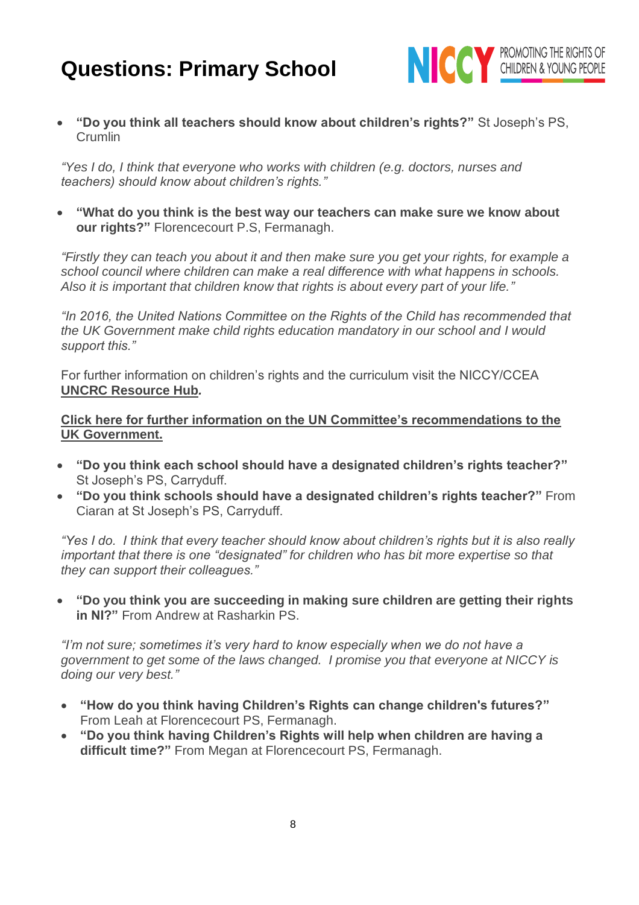# Questions: Primary School

- **"Do you think all teachers should know about children's rights?"** St Joseph's PS, Crumlin

*"Yes I do, I think that everyone who works with children (e.g. doctors, nurses and teachers) should know about children's rights."*

- **"What do you think is the best way our teachers can make sure we know about our rights?"** Florencecourt P.S, Fermanagh.

*"Firstly they can teach you about it and then make sure you get your rights, for example a school council where children can make a real difference with what happens in schools. Also it is important that children know that rights is about every part of your life."*

*"In 2016, the United Nations Committee on the Rights of the Child has recommended that the UK Government make child rights education mandatory in our school and I would support this."*

For further information on children's rights and the curriculum visit the NICCY/CCEA **UNCRC Resource Hub***.*

**Click here for further information on the UN Committee's recommendations to the UK Government.**

- **"Do you think each school should have a designated children's rights teacher?"** St Joseph's PS, Carryduff.
- **"Do you think schools should have a designated children's rights teacher?"** From Ciaran at St Joseph's PS, Carryduff.

*"Yes I do. I think that every teacher should know about children's rights but it is also really important that there is one "designated" for children who has bit more expertise so that they can support their colleagues."*

- **"Do you think you are succeeding in making sure children are getting their rights in NI?"** From Andrew at Rasharkin PS.

*"I'm not sure; sometimes it's very hard to know especially when we do not have a government to get some of the laws changed. I promise you that everyone at NICCY is doing our very best."*

- **"How do you think having Children's Rights can change children's futures?"** From Leah at Florencecourt PS, Fermanagh.
- **"Do you think having Children's Rights will help when children are having a difficult time?"** From Megan at Florencecourt PS, Fermanagh.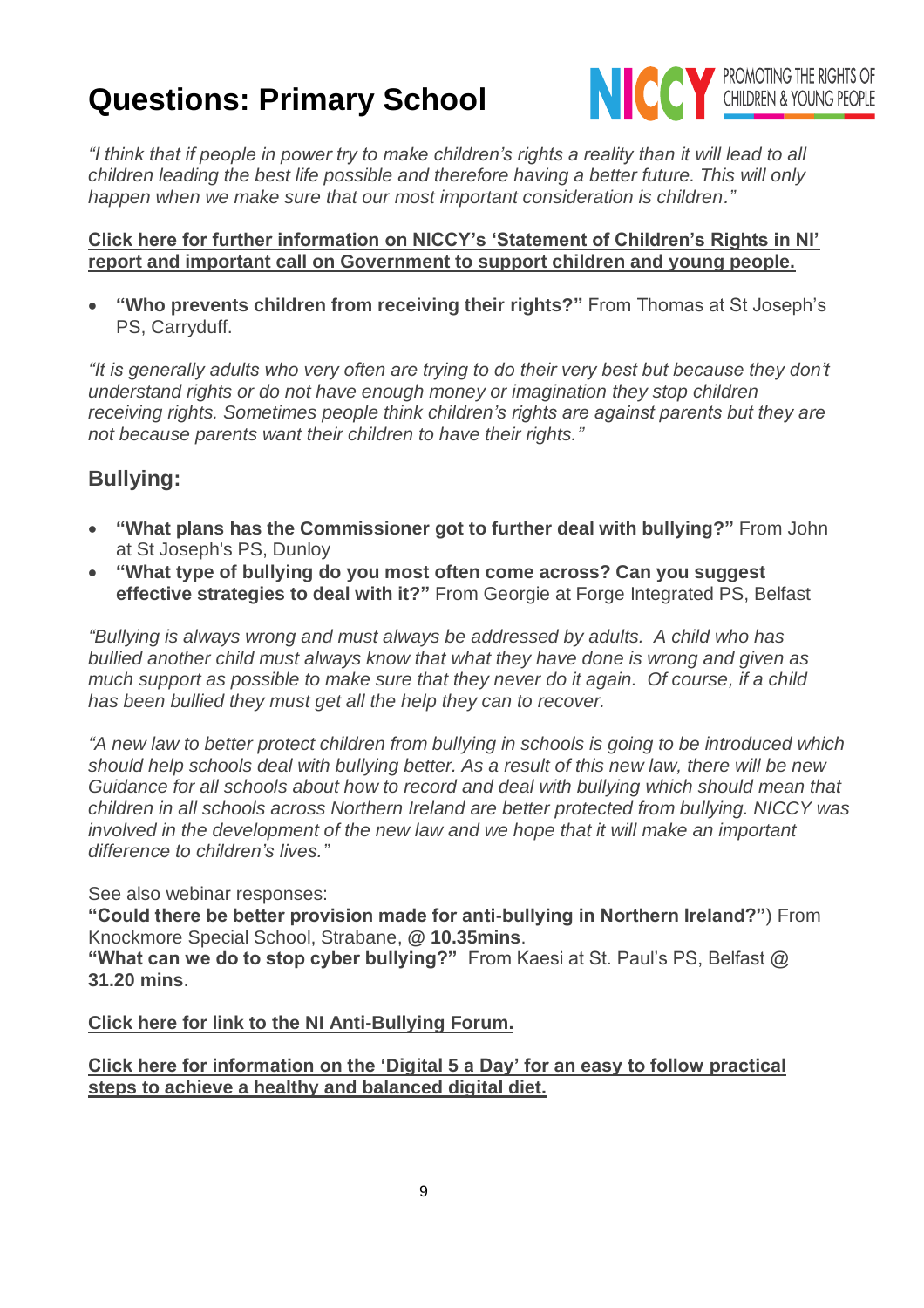# Questions: Primary School

*"I think that if people in power try to make children's rights a reality than it will lead to all children leading the best life possible and therefore having a better future. This will only happen when we make sure that our most important consideration is children."*

**Click here for further information on NICCY's 'Statement of Children's Rights in NI' report and important call on Government to support children and young people.**

- **"Who prevents children from receiving their rights?"** From Thomas at St Joseph's PS, Carryduff.

*"It is generally adults who very often are trying to do their very best but because they don't understand rights or do not have enough money or imagination they stop children receiving rights. Sometimes people think children's rights are against parents but they are not because parents want their children to have their rights."*

## Bullying:

- **"What plans has the Commissioner got to further deal with bullying?"** From John at St Joseph's PS, Dunloy
- **"What type of bullying do you most often come across? Can you suggest effective strategies to deal with it?"** From Georgie at Forge Integrated PS, Belfast

*"Bullying is always wrong and must always be addressed by adults. A child who has bullied another child must always know that what they have done is wrong and given as much support as possible to make sure that they never do it again. Of course, if a child has been bullied they must get all the help they can to recover.*

*"A new law to better protect children from bullying in schools is going to be introduced which should help schools deal with bullying better. As a result of this new law, there will be new Guidance for all schools about how to record and deal with bullying which should mean that children in all schools across Northern Ireland are better protected from bullying. NICCY was involved in the development of the new law and we hope that it will make an important difference to children's lives."*

See also webinar responses:
**"Could there be better provision made for anti-bullying in Northern Ireland?"**) From Knockmore Special School, Strabane, @ **10.35mins**.
**"What can we do to stop cyber bullying?"** From Kaesi at St. Paul's PS, Belfast @ **31.20 mins**.

**Click here for link to the NI Anti-Bullying Forum.**

**Click here for information on the 'Digital 5 a Day' for an easy to follow practical steps to achieve a healthy and balanced digital diet.**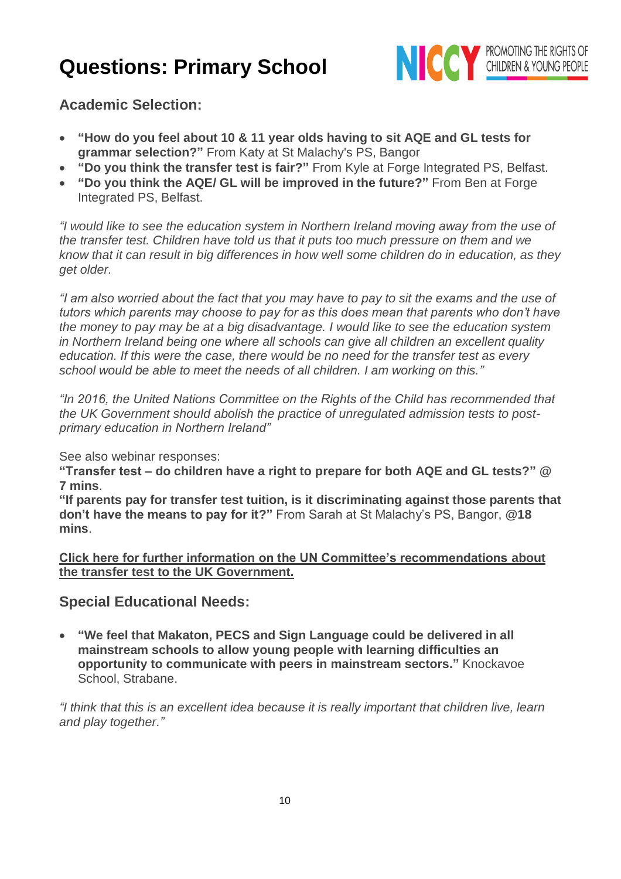# Questions: Primary School

## Academic Selection:

- **"How do you feel about 10 & 11 year olds having to sit AQE and GL tests for grammar selection?"** From Katy at St Malachy's PS, Bangor
- **"Do you think the transfer test is fair?"** From Kyle at Forge Integrated PS, Belfast.
- **"Do you think the AQE/ GL will be improved in the future?"** From Ben at Forge Integrated PS, Belfast.

*"I would like to see the education system in Northern Ireland moving away from the use of the transfer test. Children have told us that it puts too much pressure on them and we know that it can result in big differences in how well some children do in education, as they get older.*

*"I am also worried about the fact that you may have to pay to sit the exams and the use of tutors which parents may choose to pay for as this does mean that parents who don't have the money to pay may be at a big disadvantage. I would like to see the education system in Northern Ireland being one where all schools can give all children an excellent quality education. If this were the case, there would be no need for the transfer test as every school would be able to meet the needs of all children. I am working on this."*

*"In 2016, the United Nations Committee on the Rights of the Child has recommended that the UK Government should abolish the practice of unregulated admission tests to post-primary education in Northern Ireland"*

See also webinar responses:

**"Transfer test – do children have a right to prepare for both AQE and GL tests?" @ 7 mins**.

**"If parents pay for transfer test tuition, is it discriminating against those parents that don't have the means to pay for it?"** From Sarah at St Malachy's PS, Bangor, **@18 mins**.

**Click here for further information on the UN Committee's recommendations about the transfer test to the UK Government.**

## Special Educational Needs:

- **"We feel that Makaton, PECS and Sign Language could be delivered in all mainstream schools to allow young people with learning difficulties an opportunity to communicate with peers in mainstream sectors."** Knockavoe School, Strabane.

*"I think that this is an excellent idea because it is really important that children live, learn and play together."*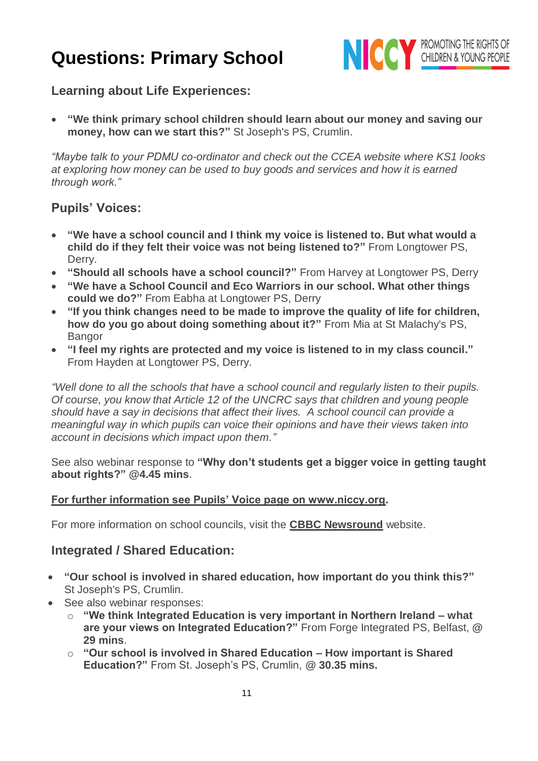# Questions: Primary School

## Learning about Life Experiences:

- **"We think primary school children should learn about our money and saving our money, how can we start this?"** St Joseph's PS, Crumlin.

*"Maybe talk to your PDMU co-ordinator and check out the CCEA website where KS1 looks at exploring how money can be used to buy goods and services and how it is earned through work."*

## Pupils' Voices:

- **"We have a school council and I think my voice is listened to. But what would a child do if they felt their voice was not being listened to?"** From Longtower PS, Derry.
- **"Should all schools have a school council?"** From Harvey at Longtower PS, Derry
- **"We have a School Council and Eco Warriors in our school. What other things could we do?"** From Eabha at Longtower PS, Derry
- **"If you think changes need to be made to improve the quality of life for children, how do you go about doing something about it?"** From Mia at St Malachy's PS, Bangor
- **"I feel my rights are protected and my voice is listened to in my class council."** From Hayden at Longtower PS, Derry.

*"Well done to all the schools that have a school council and regularly listen to their pupils. Of course, you know that Article 12 of the UNCRC says that children and young people should have a say in decisions that affect their lives. A school council can provide a meaningful way in which pupils can voice their opinions and have their views taken into account in decisions which impact upon them."*

See also webinar response to **"Why don't students get a bigger voice in getting taught about rights?" @4.45 mins**.

**For further information see Pupils' Voice page on www.niccy.org.**

For more information on school councils, visit the **CBBC Newsround** website.

## Integrated / Shared Education:

- **"Our school is involved in shared education, how important do you think this?"** St Joseph's PS, Crumlin.
- See also webinar responses:
  - **"We think Integrated Education is very important in Northern Ireland – what are your views on Integrated Education?"** From Forge Integrated PS, Belfast, @ **29 mins**.
  - **"Our school is involved in Shared Education – How important is Shared Education?"** From St. Joseph's PS, Crumlin, @ **30.35 mins.**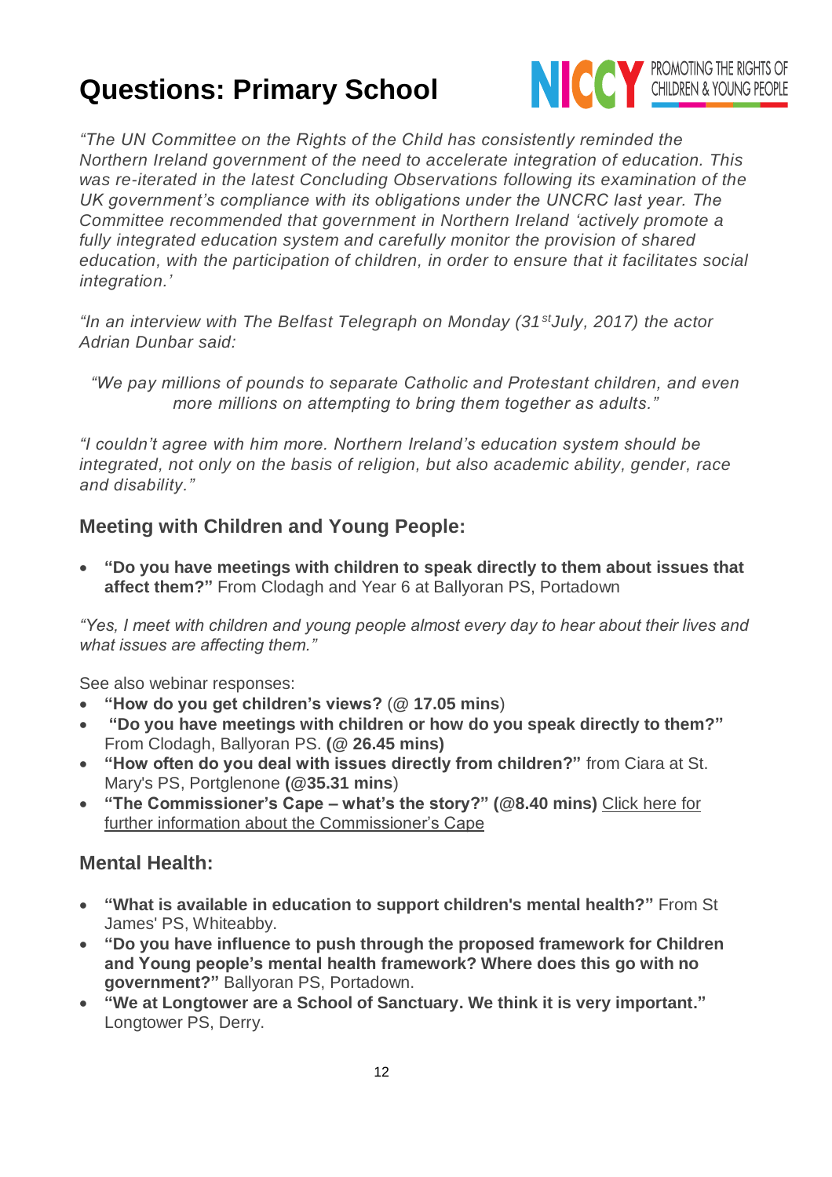# Questions: Primary School

*"The UN Committee on the Rights of the Child has consistently reminded the Northern Ireland government of the need to accelerate integration of education. This was re-iterated in the latest Concluding Observations following its examination of the UK government's compliance with its obligations under the UNCRC last year. The Committee recommended that government in Northern Ireland 'actively promote a fully integrated education system and carefully monitor the provision of shared education, with the participation of children, in order to ensure that it facilitates social integration.'*

*"In an interview with The Belfast Telegraph on Monday (31st July, 2017) the actor Adrian Dunbar said:*

*"We pay millions of pounds to separate Catholic and Protestant children, and even more millions on attempting to bring them together as adults."*

*"I couldn't agree with him more. Northern Ireland's education system should be integrated, not only on the basis of religion, but also academic ability, gender, race and disability."*

## Meeting with Children and Young People:

- **"Do you have meetings with children to speak directly to them about issues that affect them?"** From Clodagh and Year 6 at Ballyoran PS, Portadown

*"Yes, I meet with children and young people almost every day to hear about their lives and what issues are affecting them."*

See also webinar responses:

- **"How do you get children's views?** (**@ 17.05 mins**)
- **"Do you have meetings with children or how do you speak directly to them?"** From Clodagh, Ballyoran PS. **(@ 26.45 mins)**
- **"How often do you deal with issues directly from children?"** from Ciara at St. Mary's PS, Portglenone **(@35.31 mins**)
- **"The Commissioner's Cape – what's the story?" (@8.40 mins)** Click here for further information about the Commissioner's Cape

## Mental Health:

- **"What is available in education to support children's mental health?"** From St James' PS, Whiteabby.
- **"Do you have influence to push through the proposed framework for Children and Young people's mental health framework? Where does this go with no government?"** Ballyoran PS, Portadown.
- **"We at Longtower are a School of Sanctuary. We think it is very important."** Longtower PS, Derry.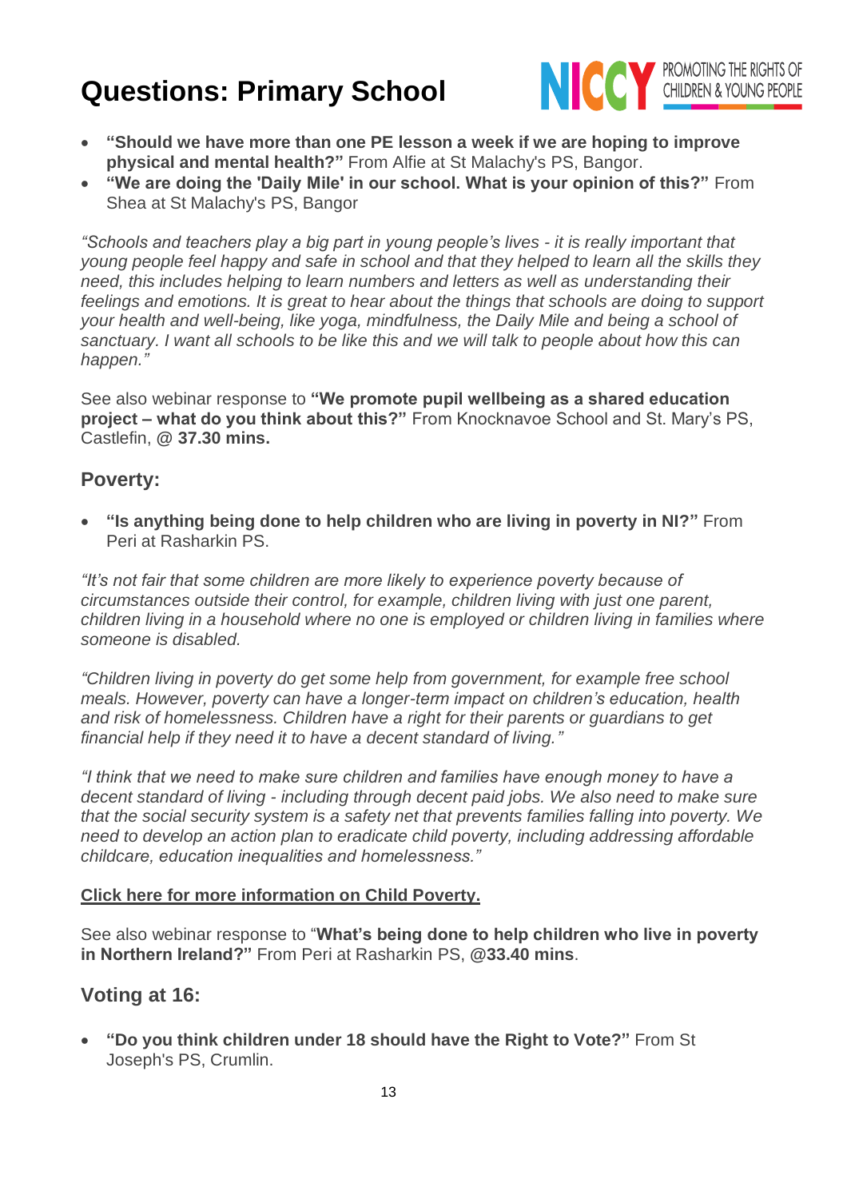# Questions: Primary School

- **"Should we have more than one PE lesson a week if we are hoping to improve physical and mental health?"** From Alfie at St Malachy's PS, Bangor.
- **"We are doing the 'Daily Mile' in our school. What is your opinion of this?"** From Shea at St Malachy's PS, Bangor

*"Schools and teachers play a big part in young people's lives - it is really important that young people feel happy and safe in school and that they helped to learn all the skills they need, this includes helping to learn numbers and letters as well as understanding their feelings and emotions. It is great to hear about the things that schools are doing to support your health and well-being, like yoga, mindfulness, the Daily Mile and being a school of sanctuary. I want all schools to be like this and we will talk to people about how this can happen."*

See also webinar response to **"We promote pupil wellbeing as a shared education project – what do you think about this?"** From Knocknavoe School and St. Mary's PS, Castlefin, @ **37.30 mins.**

## Poverty:

- **"Is anything being done to help children who are living in poverty in NI?"** From Peri at Rasharkin PS.

*"It's not fair that some children are more likely to experience poverty because of circumstances outside their control, for example, children living with just one parent, children living in a household where no one is employed or children living in families where someone is disabled.*

*"Children living in poverty do get some help from government, for example free school meals. However, poverty can have a longer-term impact on children's education, health and risk of homelessness. Children have a right for their parents or guardians to get financial help if they need it to have a decent standard of living."*

*"I think that we need to make sure children and families have enough money to have a decent standard of living - including through decent paid jobs. We also need to make sure that the social security system is a safety net that prevents families falling into poverty. We need to develop an action plan to eradicate child poverty, including addressing affordable childcare, education inequalities and homelessness."*

**Click here for more information on Child Poverty.**

See also webinar response to "**What's being done to help children who live in poverty in Northern Ireland?"** From Peri at Rasharkin PS, @**33.40 mins**.

## Voting at 16:

- **"Do you think children under 18 should have the Right to Vote?"** From St Joseph's PS, Crumlin.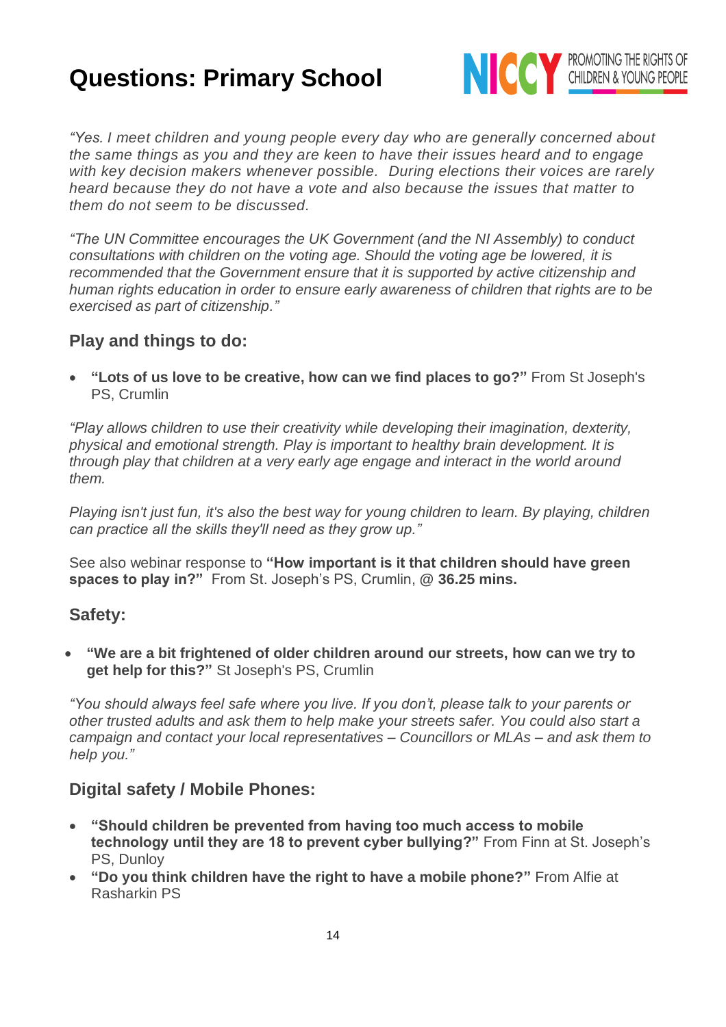# Questions: Primary School

*"Yes. I meet children and young people every day who are generally concerned about the same things as you and they are keen to have their issues heard and to engage with key decision makers whenever possible. During elections their voices are rarely heard because they do not have a vote and also because the issues that matter to them do not seem to be discussed.*

*"The UN Committee encourages the UK Government (and the NI Assembly) to conduct consultations with children on the voting age. Should the voting age be lowered, it is recommended that the Government ensure that it is supported by active citizenship and human rights education in order to ensure early awareness of children that rights are to be exercised as part of citizenship."*

## Play and things to do:

- **"Lots of us love to be creative, how can we find places to go?"** From St Joseph's PS, Crumlin

*"Play allows children to use their creativity while developing their imagination, dexterity, physical and emotional strength. Play is important to healthy brain development. It is through play that children at a very early age engage and interact in the world around them.*

*Playing isn't just fun, it's also the best way for young children to learn. By playing, children can practice all the skills they'll need as they grow up."*

See also webinar response to **"How important is it that children should have green spaces to play in?"** From St. Joseph's PS, Crumlin, @ **36.25 mins.**

## Safety:

- **"We are a bit frightened of older children around our streets, how can we try to get help for this?"** St Joseph's PS, Crumlin

*"You should always feel safe where you live. If you don't, please talk to your parents or other trusted adults and ask them to help make your streets safer. You could also start a campaign and contact your local representatives – Councillors or MLAs – and ask them to help you."*

## Digital safety / Mobile Phones:

- **"Should children be prevented from having too much access to mobile technology until they are 18 to prevent cyber bullying?"** From Finn at St. Joseph's PS, Dunloy
- **"Do you think children have the right to have a mobile phone?"** From Alfie at Rasharkin PS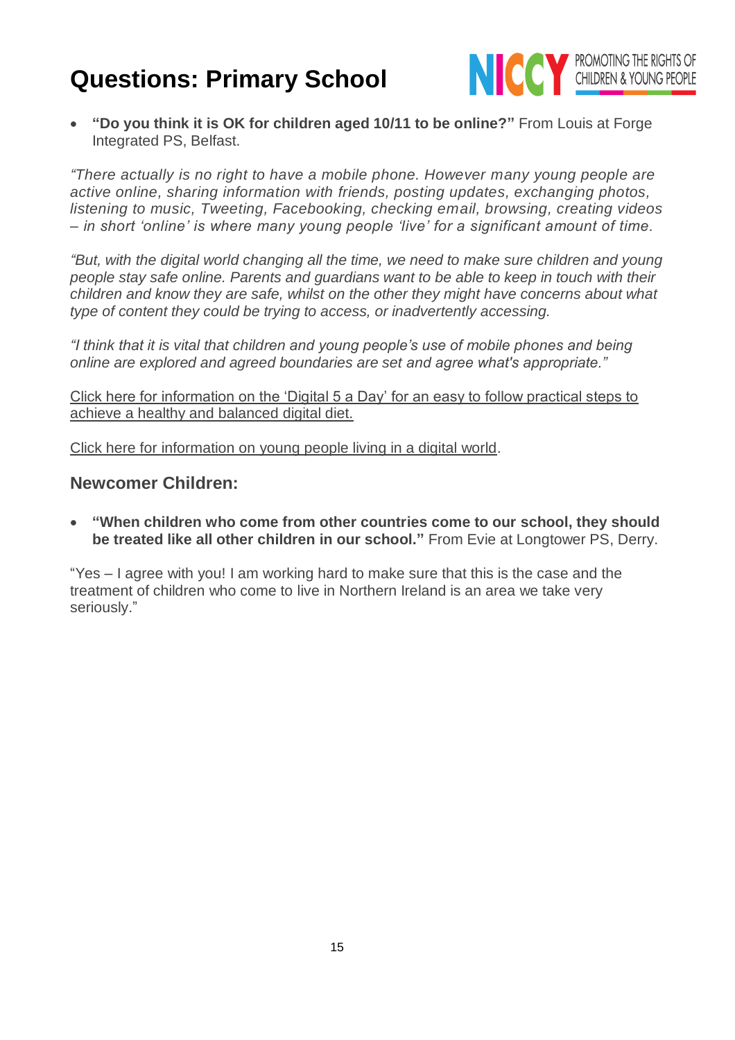# Questions: Primary School

PROMOTING THE RIGHTS OF CHILDREN & YOUNG PEOPLE

- **"Do you think it is OK for children aged 10/11 to be online?"** From Louis at Forge Integrated PS, Belfast.

*"There actually is no right to have a mobile phone. However many young people are active online, sharing information with friends, posting updates, exchanging photos, listening to music, Tweeting, Facebooking, checking email, browsing, creating videos – in short 'online' is where many young people 'live' for a significant amount of time.*

*"But, with the digital world changing all the time, we need to make sure children and young people stay safe online. Parents and guardians want to be able to keep in touch with their children and know they are safe, whilst on the other they might have concerns about what type of content they could be trying to access, or inadvertently accessing.*

*"I think that it is vital that children and young people's use of mobile phones and being online are explored and agreed boundaries are set and agree what's appropriate."*

Click here for information on the 'Digital 5 a Day' for an easy to follow practical steps to achieve a healthy and balanced digital diet.

Click here for information on young people living in a digital world.

## Newcomer Children:

- **"When children who come from other countries come to our school, they should be treated like all other children in our school."** From Evie at Longtower PS, Derry.

"Yes – I agree with you! I am working hard to make sure that this is the case and the treatment of children who come to live in Northern Ireland is an area we take very seriously."